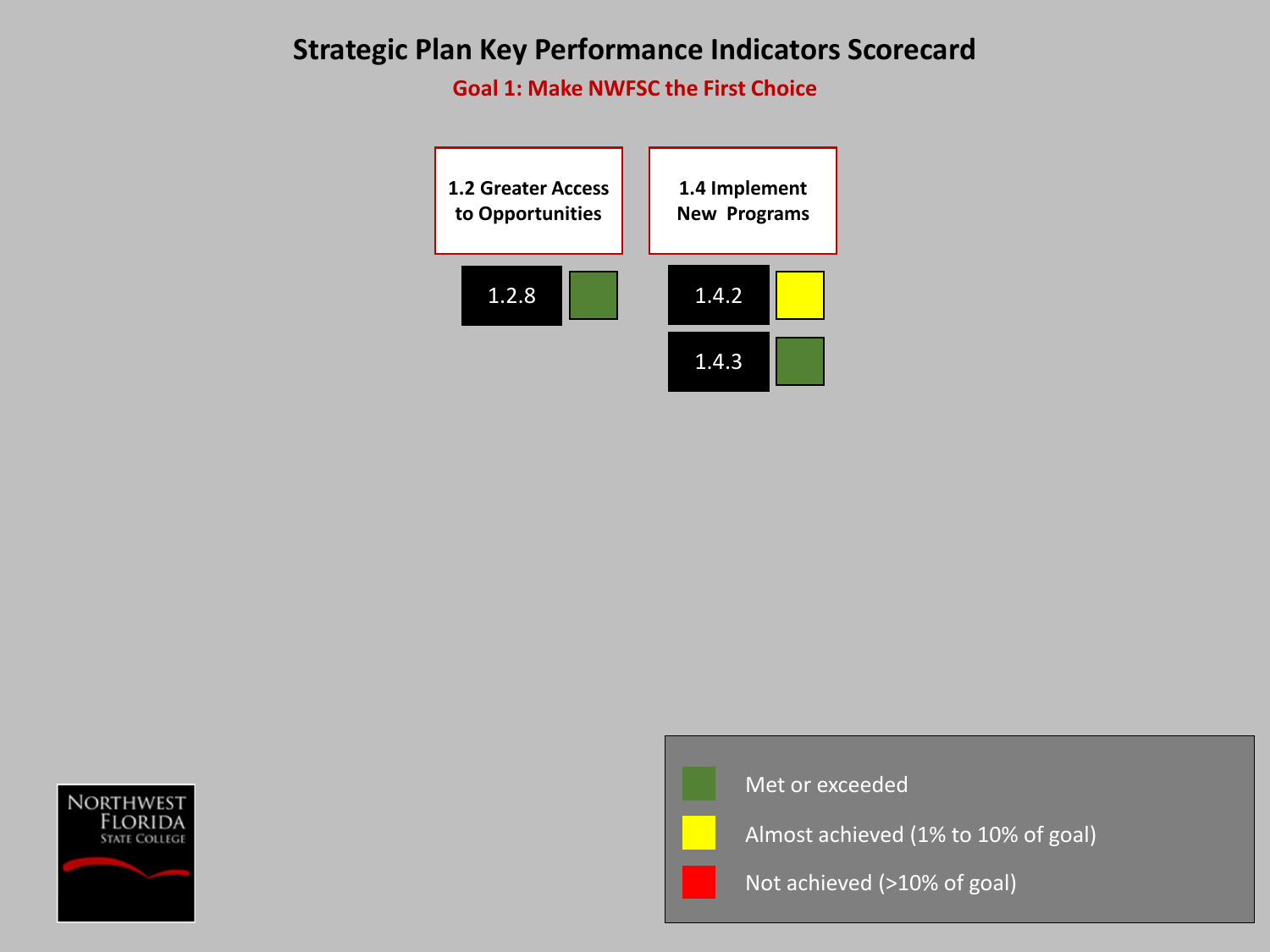# Strategic Plan Key Performance Indicators Scorecard

## Goal 1: Make NWFSC the First Choice

| 1.2 Greater Access to Opportunities | Status |
| --- | --- |
| 1.2.8 | Green |

| 1.4 Implement New Programs | Status |
| --- | --- |
| 1.4.2 | Yellow |
| 1.4.3 | Green |

- Green: Met or exceeded
- Yellow: Almost achieved (1% to 10% of goal)
- Red: Not achieved (>10% of goal)

NORTHWEST FLORIDA STATE COLLEGE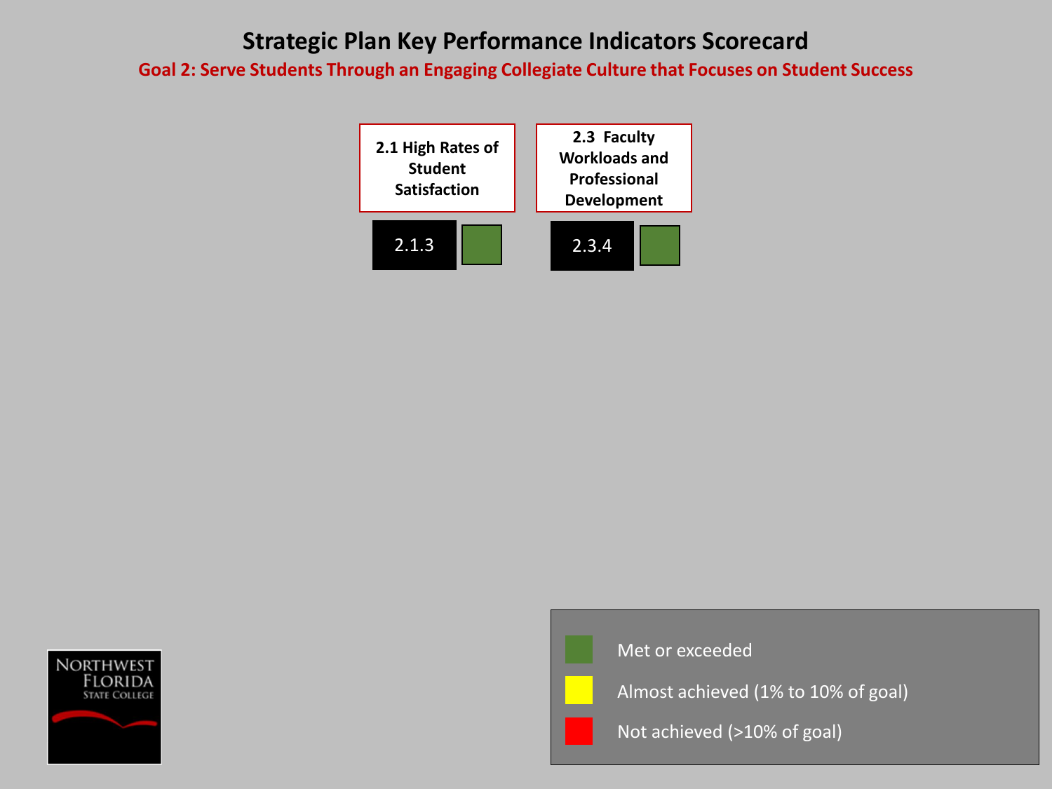# Strategic Plan Key Performance Indicators Scorecard

## Goal 2: Serve Students Through an Engaging Collegiate Culture that Focuses on Student Success

| 2.1 High Rates of Student Satisfaction | 2.3 Faculty Workloads and Professional Development |
| --- | --- |
| 2.1.3 (Met or exceeded) | 2.3.4 (Met or exceeded) |

- Met or exceeded
- Almost achieved (1% to 10% of goal)
- Not achieved (>10% of goal)

NORTHWEST FLORIDA STATE COLLEGE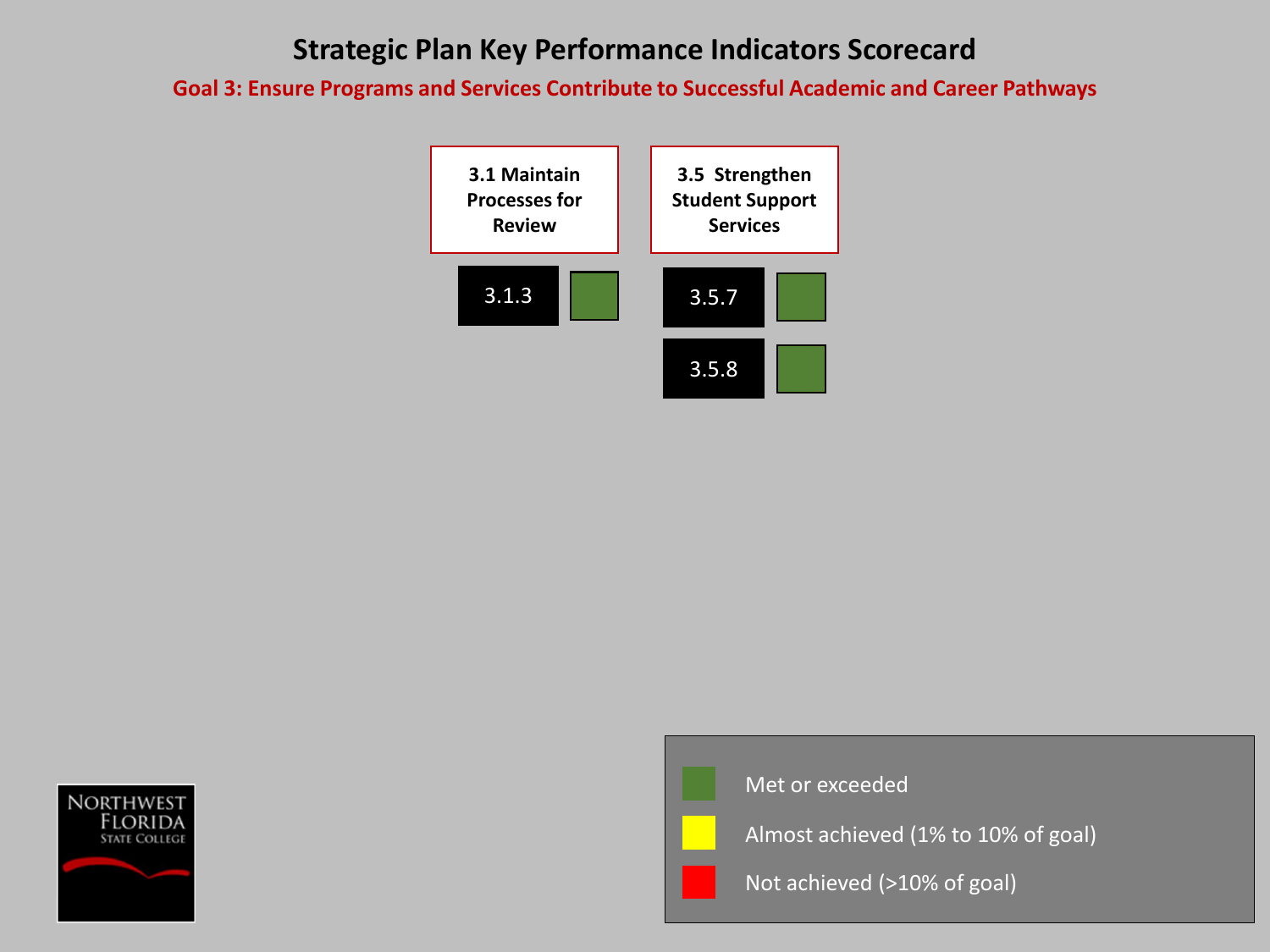# Strategic Plan Key Performance Indicators Scorecard

## Goal 3: Ensure Programs and Services Contribute to Successful Academic and Career Pathways

| 3.1 Maintain Processes for Review | Status | 3.5 Strengthen Student Support Services | Status |
|---|---|---|---|
| 3.1.3 | Met or exceeded | 3.5.7 | Met or exceeded |
| | | 3.5.8 | Met or exceeded |

**Legend:**

- Met or exceeded
- Almost achieved (1% to 10% of goal)
- Not achieved (>10% of goal)

Northwest Florida State College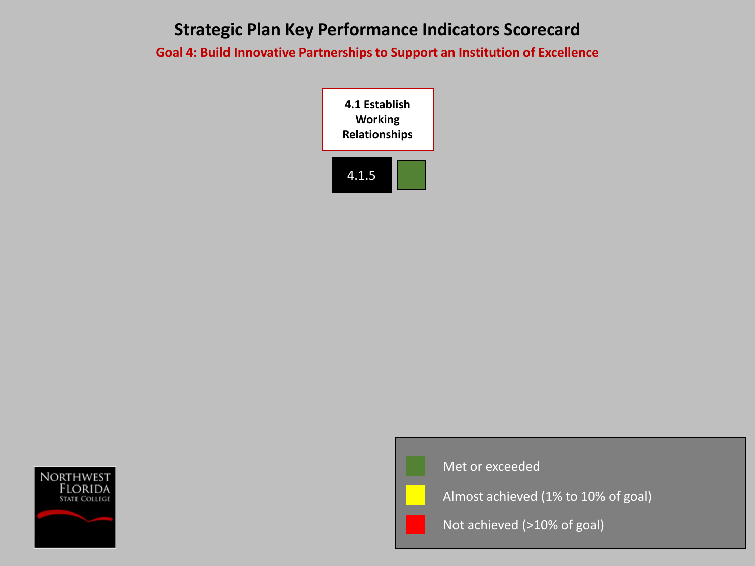# Strategic Plan Key Performance Indicators Scorecard

## Goal 4: Build Innovative Partnerships to Support an Institution of Excellence

**4.1 Establish Working Relationships**

| Indicator | Status |
| --- | --- |
| 4.1.5 | Met or exceeded |

**Legend:**

- Met or exceeded
- Almost achieved (1% to 10% of goal)
- Not achieved (>10% of goal)

NORTHWEST FLORIDA STATE COLLEGE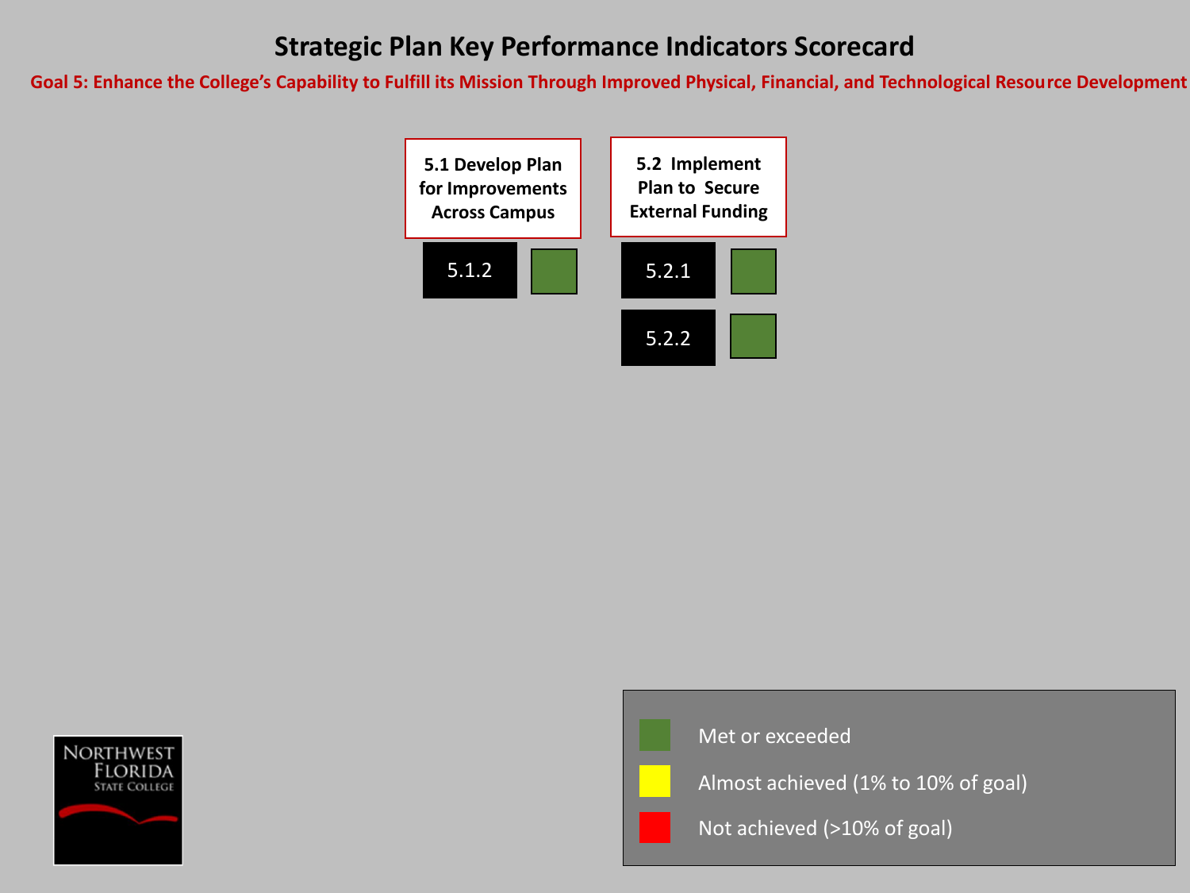# Strategic Plan Key Performance Indicators Scorecard

**Goal 5: Enhance the College's Capability to Fulfill its Mission Through Improved Physical, Financial, and Technological Resource Development**

| Objective | KPI | Status |
| --- | --- | --- |
| 5.1 Develop Plan for Improvements Across Campus | 5.1.2 | Met or exceeded |
| 5.2 Implement Plan to Secure External Funding | 5.2.1 | Met or exceeded |
| | 5.2.2 | Met or exceeded |

Legend:

- Met or exceeded
- Almost achieved (1% to 10% of goal)
- Not achieved (>10% of goal)

NORTHWEST FLORIDA STATE COLLEGE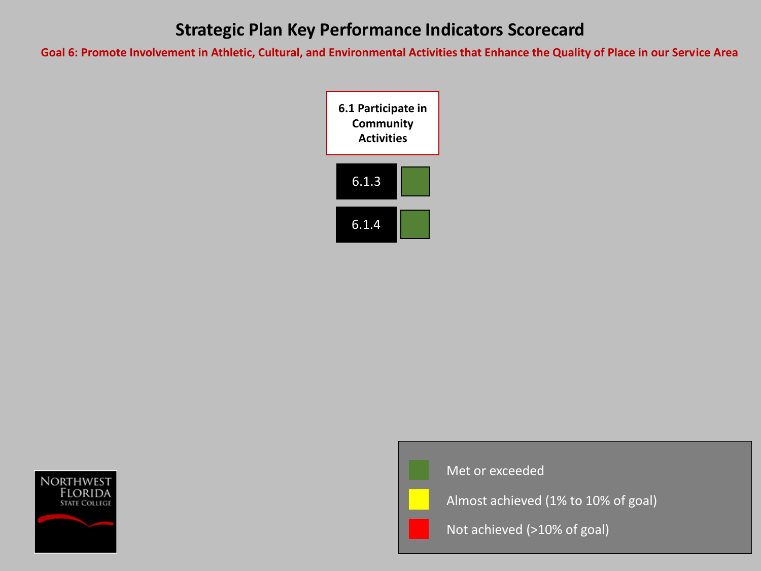# Strategic Plan Key Performance Indicators Scorecard

**Goal 6: Promote Involvement in Athletic, Cultural, and Environmental Activities that Enhance the Quality of Place in our Service Area**

**6.1 Participate in Community Activities**

6.1.3

6.1.4

Met or exceeded

Almost achieved (1% to 10% of goal)

Not achieved (>10% of goal)

NORTHWEST FLORIDA STATE COLLEGE